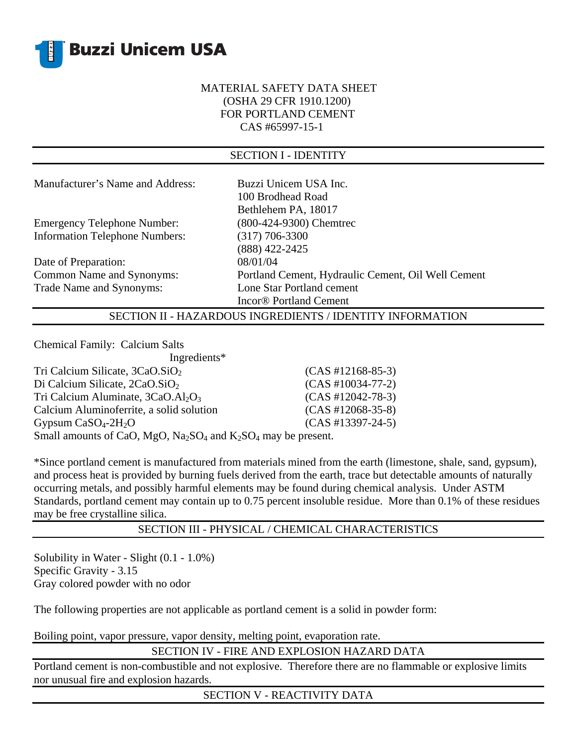**Buzzi Unicem USA**

# MATERIAL SAFETY DATA SHEET
(OSHA 29 CFR 1910.1200)
FOR PORTLAND CEMENT
CAS #65997-15-1

## SECTION I - IDENTITY

| | |
|---|---|
| Manufacturer's Name and Address: | Buzzi Unicem USA Inc.<br>100 Brodhead Road<br>Bethlehem PA, 18017 |
| Emergency Telephone Number: | (800-424-9300) Chemtrec |
| Information Telephone Numbers: | (317) 706-3300<br>(888) 422-2425 |
| Date of Preparation: | 08/01/04 |
| Common Name and Synonyms: | Portland Cement, Hydraulic Cement, Oil Well Cement |
| Trade Name and Synonyms: | Lone Star Portland cement<br>Incor® Portland Cement |

## SECTION II - HAZARDOUS INGREDIENTS / IDENTITY INFORMATION

Chemical Family: Calcium Salts

| Ingredients* | |
|---|---|
| Tri Calcium Silicate, $3CaO.SiO_2$ | (CAS #12168-85-3) |
| Di Calcium Silicate, $2CaO.SiO_2$ | (CAS #10034-77-2) |
| Tri Calcium Aluminate, $3CaO.Al_2O_3$ | (CAS #12042-78-3) |
| Calcium Aluminoferrite, a solid solution | (CAS #12068-35-8) |
| Gypsum $CaSO_4$-$2H_2O$ | (CAS #13397-24-5) |

Small amounts of CaO, MgO, $Na_2SO_4$ and $K_2SO_4$ may be present.

*Since portland cement is manufactured from materials mined from the earth (limestone, shale, sand, gypsum), and process heat is provided by burning fuels derived from the earth, trace but detectable amounts of naturally occurring metals, and possibly harmful elements may be found during chemical analysis. Under ASTM Standards, portland cement may contain up to 0.75 percent insoluble residue. More than 0.1% of these residues may be free crystalline silica.

## SECTION III - PHYSICAL / CHEMICAL CHARACTERISTICS

Solubility in Water - Slight (0.1 - 1.0%)
Specific Gravity - 3.15
Gray colored powder with no odor

The following properties are not applicable as portland cement is a solid in powder form:

Boiling point, vapor pressure, vapor density, melting point, evaporation rate.

## SECTION IV - FIRE AND EXPLOSION HAZARD DATA

Portland cement is non-combustible and not explosive. Therefore there are no flammable or explosive limits nor unusual fire and explosion hazards.

## SECTION V - REACTIVITY DATA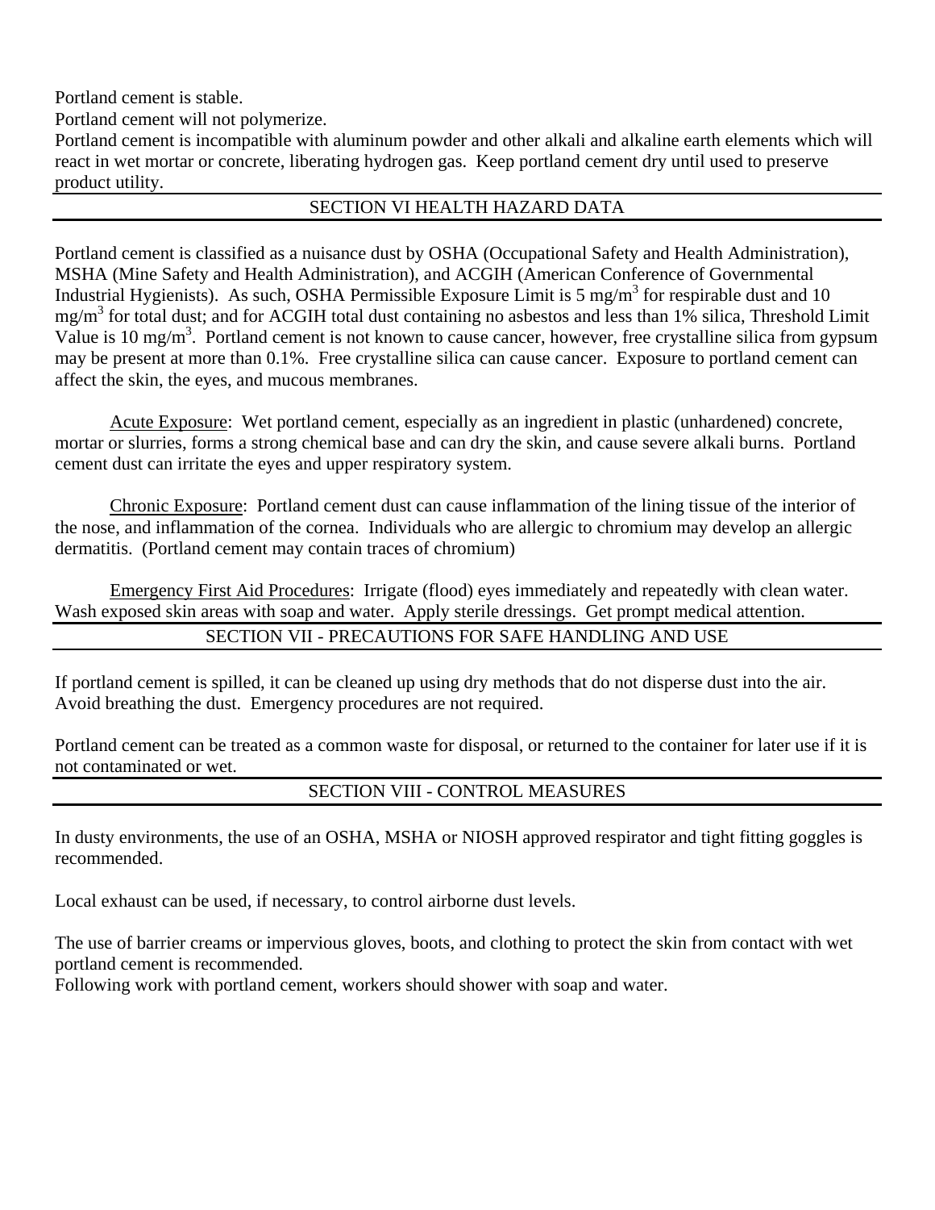Portland cement is stable.

Portland cement will not polymerize.

Portland cement is incompatible with aluminum powder and other alkali and alkaline earth elements which will react in wet mortar or concrete, liberating hydrogen gas. Keep portland cement dry until used to preserve product utility.

## SECTION VI HEALTH HAZARD DATA

Portland cement is classified as a nuisance dust by OSHA (Occupational Safety and Health Administration), MSHA (Mine Safety and Health Administration), and ACGIH (American Conference of Governmental Industrial Hygienists). As such, OSHA Permissible Exposure Limit is 5 $mg/m^3$ for respirable dust and 10 $mg/m^3$ for total dust; and for ACGIH total dust containing no asbestos and less than 1% silica, Threshold Limit Value is 10 $mg/m^3$. Portland cement is not known to cause cancer, however, free crystalline silica from gypsum may be present at more than 0.1%. Free crystalline silica can cause cancer. Exposure to portland cement can affect the skin, the eyes, and mucous membranes.

Acute Exposure: Wet portland cement, especially as an ingredient in plastic (unhardened) concrete, mortar or slurries, forms a strong chemical base and can dry the skin, and cause severe alkali burns. Portland cement dust can irritate the eyes and upper respiratory system.

Chronic Exposure: Portland cement dust can cause inflammation of the lining tissue of the interior of the nose, and inflammation of the cornea. Individuals who are allergic to chromium may develop an allergic dermatitis. (Portland cement may contain traces of chromium)

Emergency First Aid Procedures: Irrigate (flood) eyes immediately and repeatedly with clean water. Wash exposed skin areas with soap and water. Apply sterile dressings. Get prompt medical attention.

## SECTION VII - PRECAUTIONS FOR SAFE HANDLING AND USE

If portland cement is spilled, it can be cleaned up using dry methods that do not disperse dust into the air. Avoid breathing the dust. Emergency procedures are not required.

Portland cement can be treated as a common waste for disposal, or returned to the container for later use if it is not contaminated or wet.

## SECTION VIII - CONTROL MEASURES

In dusty environments, the use of an OSHA, MSHA or NIOSH approved respirator and tight fitting goggles is recommended.

Local exhaust can be used, if necessary, to control airborne dust levels.

The use of barrier creams or impervious gloves, boots, and clothing to protect the skin from contact with wet portland cement is recommended.

Following work with portland cement, workers should shower with soap and water.